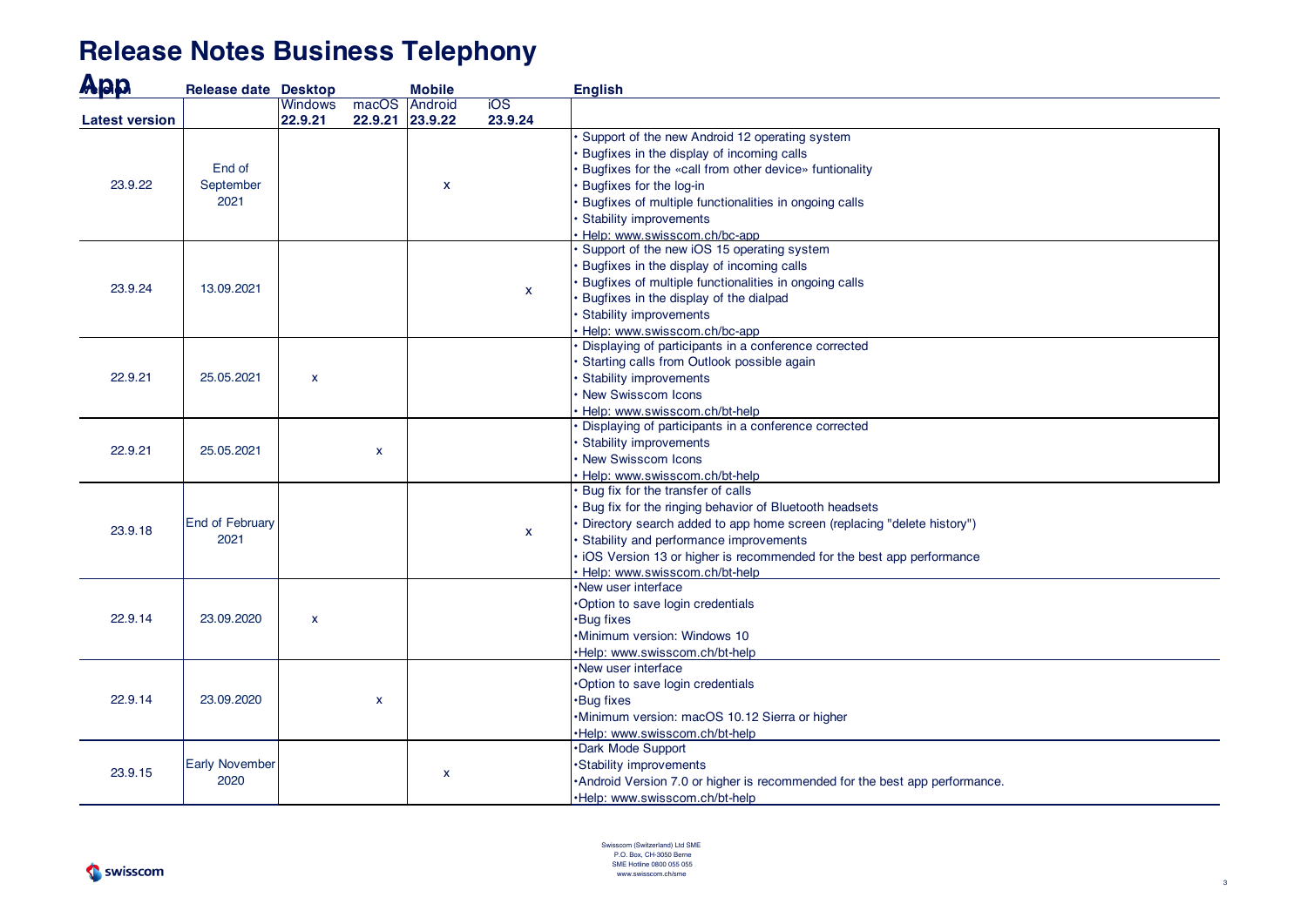# Release Notes Business Telephony App

| Version | Release date | Desktop | | Mobile | | English |
|---|---|---|---|---|---|---|
| | | Windows | macOS | Android | iOS | |
| **Latest version** | | **22.9.21** | **22.9.21** | **23.9.22** | **23.9.24** | |
| 23.9.22 | End of September 2021 | | | x | | • Support of the new Android 12 operating system<br>• Bugfixes in the display of incoming calls<br>• Bugfixes for the «call from other device» funtionality<br>• Bugfixes for the log-in<br>• Bugfixes of multiple functionalities in ongoing calls<br>• Stability improvements<br>• Help: www.swisscom.ch/bc-app |
| 23.9.24 | 13.09.2021 | | | | x | • Support of the new iOS 15 operating system<br>• Bugfixes in the display of incoming calls<br>• Bugfixes of multiple functionalities in ongoing calls<br>• Bugfixes in the display of the dialpad<br>• Stability improvements<br>• Help: www.swisscom.ch/bc-app |
| 22.9.21 | 25.05.2021 | x | | | | • Displaying of participants in a conference corrected<br>• Starting calls from Outlook possible again<br>• Stability improvements<br>• New Swisscom Icons<br>• Help: www.swisscom.ch/bt-help |
| 22.9.21 | 25.05.2021 | | x | | | • Displaying of participants in a conference corrected<br>• Stability improvements<br>• New Swisscom Icons<br>• Help: www.swisscom.ch/bt-help |
| 23.9.18 | End of February 2021 | | | | x | • Bug fix for the transfer of calls<br>• Bug fix for the ringing behavior of Bluetooth headsets<br>• Directory search added to app home screen (replacing "delete history")<br>• Stability and performance improvements<br>• iOS Version 13 or higher is recommended for the best app performance<br>• Help: www.swisscom.ch/bt-help |
| 22.9.14 | 23.09.2020 | x | | | | •New user interface<br>•Option to save login credentials<br>•Bug fixes<br>•Minimum version: Windows 10<br>•Help: www.swisscom.ch/bt-help |
| 22.9.14 | 23.09.2020 | | x | | | •New user interface<br>•Option to save login credentials<br>•Bug fixes<br>•Minimum version: macOS 10.12 Sierra or higher<br>•Help: www.swisscom.ch/bt-help |
| 23.9.15 | Early November 2020 | | | x | | •Dark Mode Support<br>•Stability improvements<br>•Android Version 7.0 or higher is recommended for the best app performance.<br>•Help: www.swisscom.ch/bt-help |

Swisscom (Switzerland) Ltd SME
P.O. Box, CH-3050 Berne
SME Hotline 0800 055 055
www.swisscom.ch/sme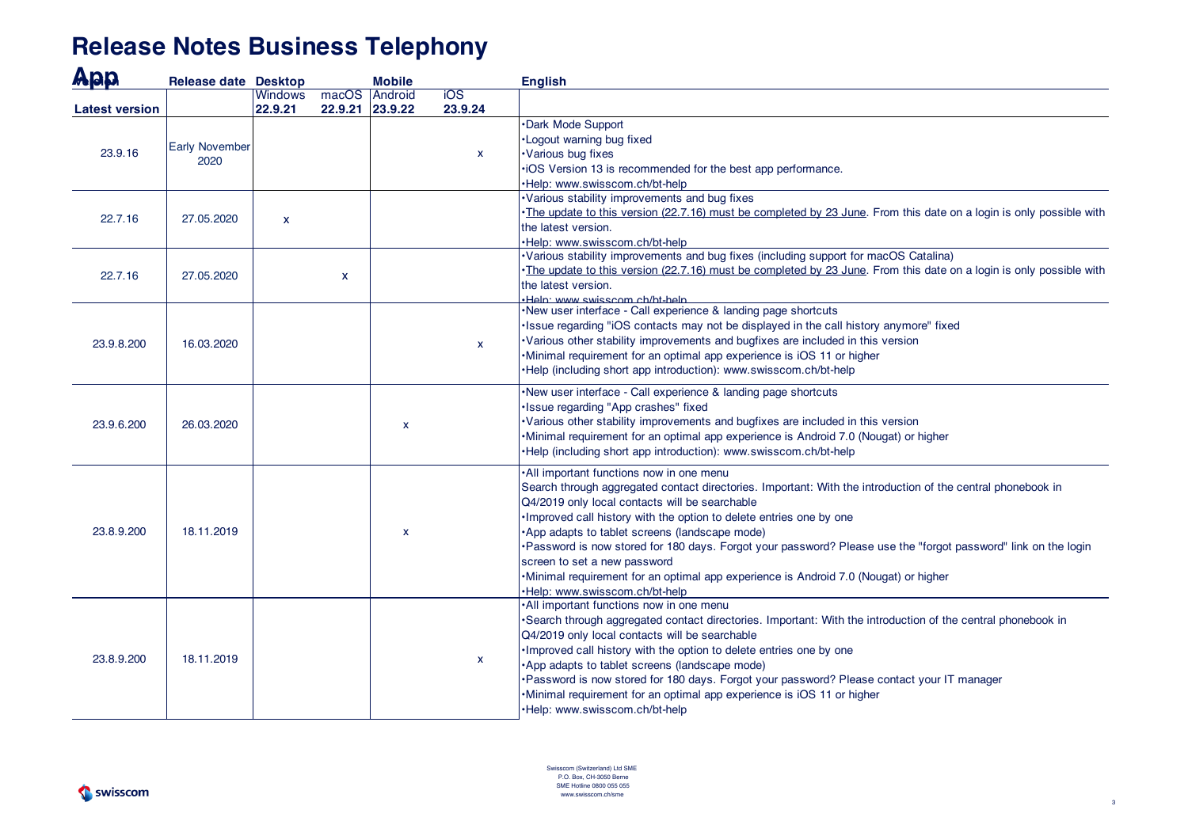# Release Notes Business Telephony App

| Version | Release date | Desktop | | Mobile | | English |
|---|---|---|---|---|---|---|
| | | Windows | macOS | Android | iOS | |
| **Latest version** | | **22.9.21** | **22.9.21** | **23.9.22** | **23.9.24** | |
| 23.9.16 | Early November 2020 | | | | x | •Dark Mode Support<br>•Logout warning bug fixed<br>•Various bug fixes<br>•iOS Version 13 is recommended for the best app performance.<br>•Help: www.swisscom.ch/bt-help |
| 22.7.16 | 27.05.2020 | x | | | | •Various stability improvements and bug fixes<br>•The update to this version (22.7.16) must be completed by 23 June. From this date on a login is only possible with the latest version.<br>•Help: www.swisscom.ch/bt-help |
| 22.7.16 | 27.05.2020 | | x | | | •Various stability improvements and bug fixes (including support for macOS Catalina)<br>•The update to this version (22.7.16) must be completed by 23 June. From this date on a login is only possible with the latest version.<br>•Help: www.swisscom.ch/bt-help |
| 23.9.8.200 | 16.03.2020 | | | | x | •New user interface - Call experience & landing page shortcuts<br>•Issue regarding "iOS contacts may not be displayed in the call history anymore" fixed<br>•Various other stability improvements and bugfixes are included in this version<br>•Minimal requirement for an optimal app experience is iOS 11 or higher<br>•Help (including short app introduction): www.swisscom.ch/bt-help |
| 23.9.6.200 | 26.03.2020 | | | x | | •New user interface - Call experience & landing page shortcuts<br>•Issue regarding "App crashes" fixed<br>•Various other stability improvements and bugfixes are included in this version<br>•Minimal requirement for an optimal app experience is Android 7.0 (Nougat) or higher<br>•Help (including short app introduction): www.swisscom.ch/bt-help |
| 23.8.9.200 | 18.11.2019 | | | x | | •All important functions now in one menu<br>Search through aggregated contact directories. Important: With the introduction of the central phonebook in Q4/2019 only local contacts will be searchable<br>•Improved call history with the option to delete entries one by one<br>•App adapts to tablet screens (landscape mode)<br>•Password is now stored for 180 days. Forgot your password? Please use the "forgot password" link on the login screen to set a new password<br>•Minimal requirement for an optimal app experience is Android 7.0 (Nougat) or higher<br>•Help: www.swisscom.ch/bt-help |
| 23.8.9.200 | 18.11.2019 | | | | x | •All important functions now in one menu<br>•Search through aggregated contact directories. Important: With the introduction of the central phonebook in Q4/2019 only local contacts will be searchable<br>•Improved call history with the option to delete entries one by one<br>•App adapts to tablet screens (landscape mode)<br>•Password is now stored for 180 days. Forgot your password? Please contact your IT manager<br>•Minimal requirement for an optimal app experience is iOS 11 or higher<br>•Help: www.swisscom.ch/bt-help |

Swisscom (Switzerland) Ltd SME
P.O. Box, CH-3050 Berne
SME Hotline 0800 055 055
www.swisscom.ch/sme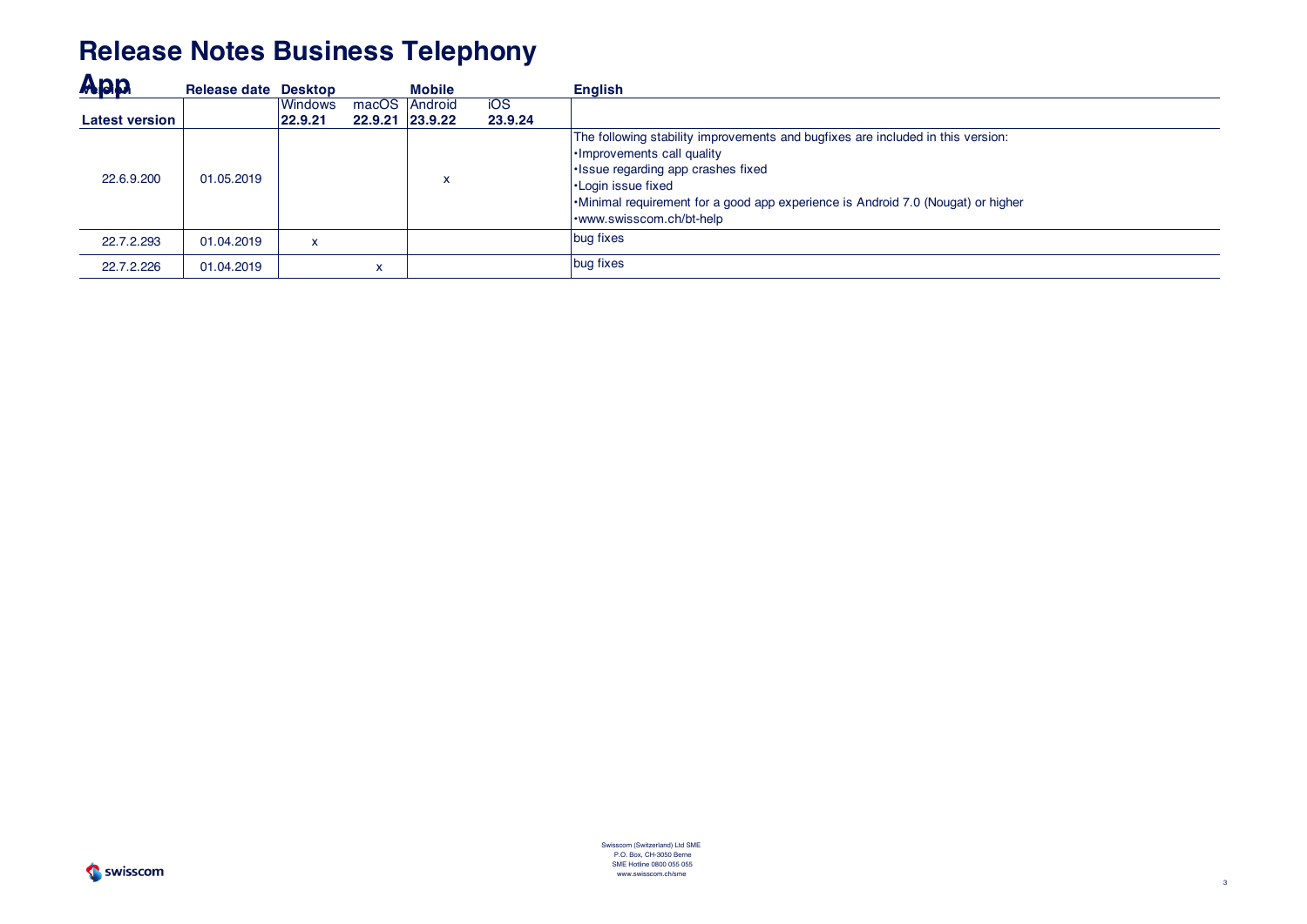# Release Notes Business Telephony App

| Version | Release date | Desktop | | Mobile | | English |
|---|---|---|---|---|---|---|
| | | Windows | macOS | Android | iOS | |
| **Latest version** | | **22.9.21** | **22.9.21** | **23.9.22** | **23.9.24** | |
| 22.6.9.200 | 01.05.2019 | | | x | | The following stability improvements and bugfixes are included in this version:<br>•Improvements call quality<br>•Issue regarding app crashes fixed<br>•Login issue fixed<br>•Minimal requirement for a good app experience is Android 7.0 (Nougat) or higher<br>•www.swisscom.ch/bt-help |
| 22.7.2.293 | 01.04.2019 | x | | | | bug fixes |
| 22.7.2.226 | 01.04.2019 | | x | | | bug fixes |

swisscom

Swisscom (Switzerland) Ltd SME
P.O. Box, CH-3050 Berne
SME Hotline 0800 055 055
www.swisscom.ch/sme